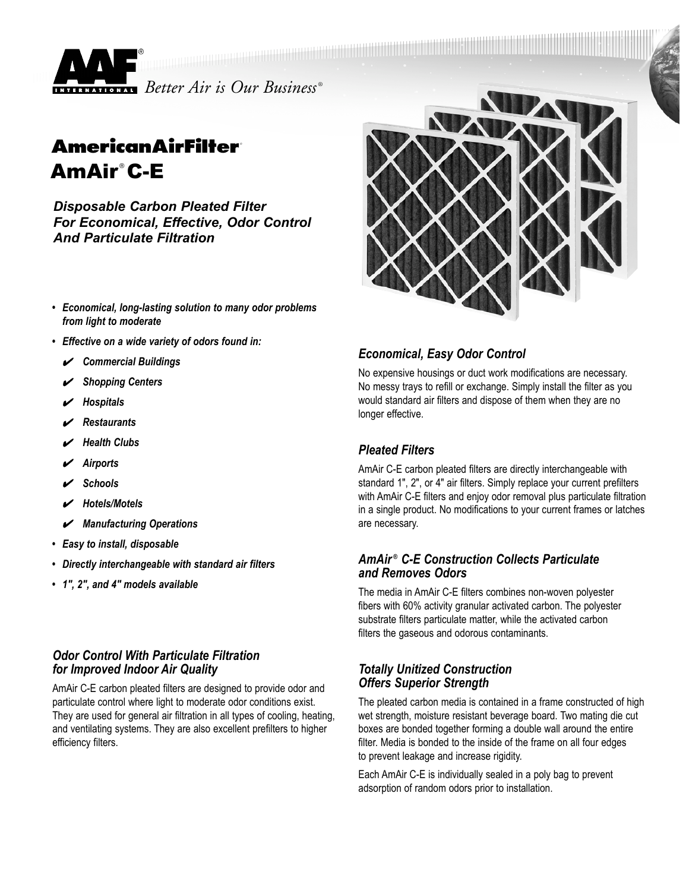AAF INTERNATIONAL® *Better Air is Our Business®*

# AmericanAirFilter®
# AmAir® C-E

***Disposable Carbon Pleated Filter For Economical, Effective, Odor Control And Particulate Filtration***

- ***Economical, long-lasting solution to many odor problems from light to moderate***
- ***Effective on a wide variety of odors found in:***
  - ✔ ***Commercial Buildings***
  - ✔ ***Shopping Centers***
  - ✔ ***Hospitals***
  - ✔ ***Restaurants***
  - ✔ ***Health Clubs***
  - ✔ ***Airports***
  - ✔ ***Schools***
  - ✔ ***Hotels/Motels***
  - ✔ ***Manufacturing Operations***
- ***Easy to install, disposable***
- ***Directly interchangeable with standard air filters***
- ***1", 2", and 4" models available***

### *Odor Control With Particulate Filtration for Improved Indoor Air Quality*

AmAir C-E carbon pleated filters are designed to provide odor and particulate control where light to moderate odor conditions exist. They are used for general air filtration in all types of cooling, heating, and ventilating systems. They are also excellent prefilters to higher efficiency filters.

### *Economical, Easy Odor Control*

No expensive housings or duct work modifications are necessary. No messy trays to refill or exchange. Simply install the filter as you would standard air filters and dispose of them when they are no longer effective.

### *Pleated Filters*

AmAir C-E carbon pleated filters are directly interchangeable with standard 1", 2", or 4" air filters. Simply replace your current prefilters with AmAir C-E filters and enjoy odor removal plus particulate filtration in a single product. No modifications to your current frames or latches are necessary.

### *AmAir® C-E Construction Collects Particulate and Removes Odors*

The media in AmAir C-E filters combines non-woven polyester fibers with 60% activity granular activated carbon. The polyester substrate filters particulate matter, while the activated carbon filters the gaseous and odorous contaminants.

### *Totally Unitized Construction Offers Superior Strength*

The pleated carbon media is contained in a frame constructed of high wet strength, moisture resistant beverage board. Two mating die cut boxes are bonded together forming a double wall around the entire filter. Media is bonded to the inside of the frame on all four edges to prevent leakage and increase rigidity.

Each AmAir C-E is individually sealed in a poly bag to prevent adsorption of random odors prior to installation.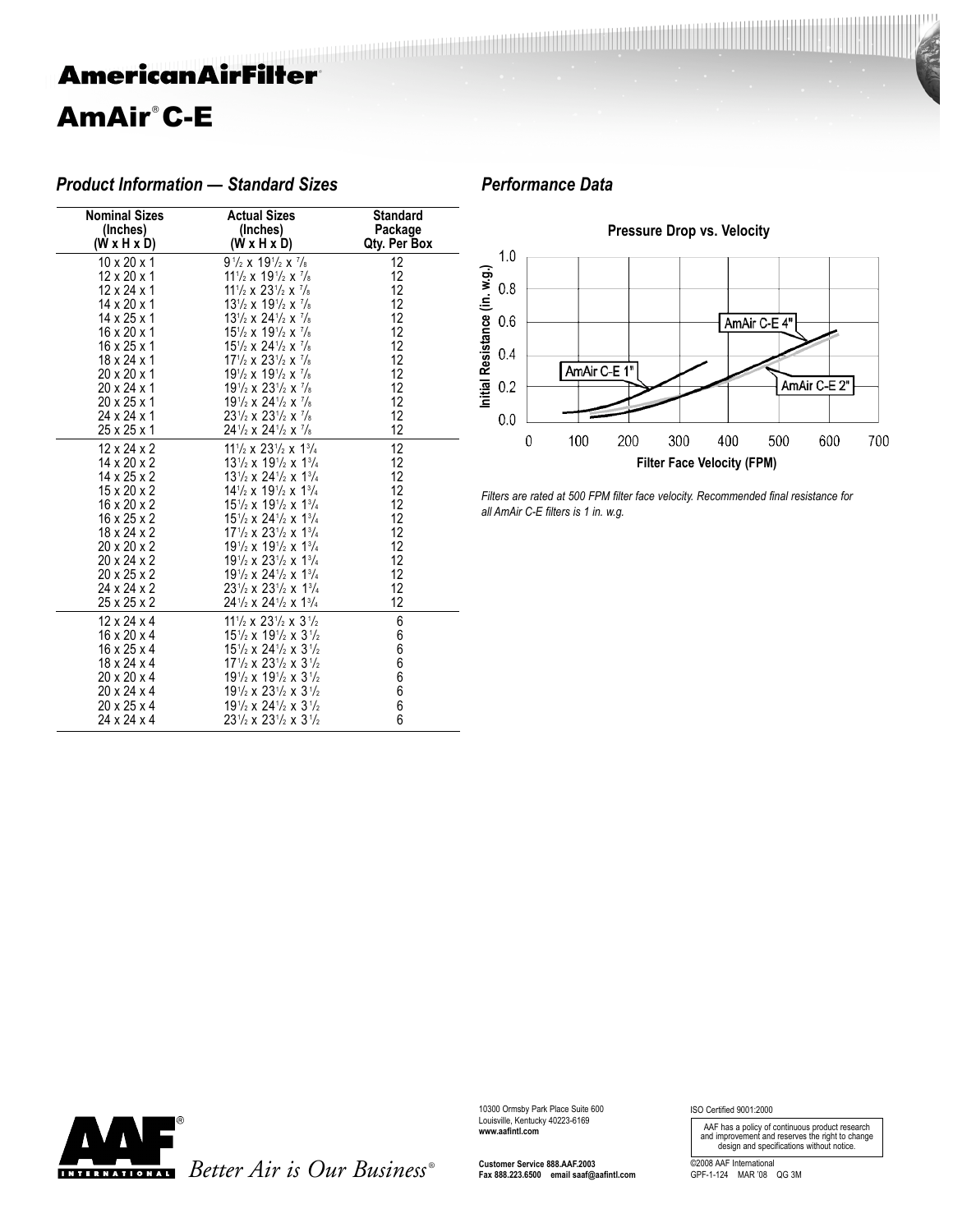# AmericanAirFilter®

# AmAir® C-E

## *Product Information — Standard Sizes*

| Nominal Sizes (Inches) (W x H x D) | Actual Sizes (Inches) (W x H x D) | Standard Package Qty. Per Box |
|---|---|---|
| 10 x 20 x 1 | 9 1/2 x 19 1/2 x 7/8 | 12 |
| 12 x 20 x 1 | 11 1/2 x 19 1/2 x 7/8 | 12 |
| 12 x 24 x 1 | 11 1/2 x 23 1/2 x 7/8 | 12 |
| 14 x 20 x 1 | 13 1/2 x 19 1/2 x 7/8 | 12 |
| 14 x 25 x 1 | 13 1/2 x 24 1/2 x 7/8 | 12 |
| 16 x 20 x 1 | 15 1/2 x 19 1/2 x 7/8 | 12 |
| 16 x 25 x 1 | 15 1/2 x 24 1/2 x 7/8 | 12 |
| 18 x 24 x 1 | 17 1/2 x 23 1/2 x 7/8 | 12 |
| 20 x 20 x 1 | 19 1/2 x 19 1/2 x 7/8 | 12 |
| 20 x 24 x 1 | 19 1/2 x 23 1/2 x 7/8 | 12 |
| 20 x 25 x 1 | 19 1/2 x 24 1/2 x 7/8 | 12 |
| 24 x 24 x 1 | 23 1/2 x 23 1/2 x 7/8 | 12 |
| 25 x 25 x 1 | 24 1/2 x 24 1/2 x 7/8 | 12 |
| 12 x 24 x 2 | 11 1/2 x 23 1/2 x 1 3/4 | 12 |
| 14 x 20 x 2 | 13 1/2 x 19 1/2 x 1 3/4 | 12 |
| 14 x 25 x 2 | 13 1/2 x 24 1/2 x 1 3/4 | 12 |
| 15 x 20 x 2 | 14 1/2 x 19 1/2 x 1 3/4 | 12 |
| 16 x 20 x 2 | 15 1/2 x 19 1/2 x 1 3/4 | 12 |
| 16 x 25 x 2 | 15 1/2 x 24 1/2 x 1 3/4 | 12 |
| 18 x 24 x 2 | 17 1/2 x 23 1/2 x 1 3/4 | 12 |
| 20 x 20 x 2 | 19 1/2 x 19 1/2 x 1 3/4 | 12 |
| 20 x 24 x 2 | 19 1/2 x 23 1/2 x 1 3/4 | 12 |
| 20 x 25 x 2 | 19 1/2 x 24 1/2 x 1 3/4 | 12 |
| 24 x 24 x 2 | 23 1/2 x 23 1/2 x 1 3/4 | 12 |
| 25 x 25 x 2 | 24 1/2 x 24 1/2 x 1 3/4 | 12 |
| 12 x 24 x 4 | 11 1/2 x 23 1/2 x 3 1/2 | 6 |
| 16 x 20 x 4 | 15 1/2 x 19 1/2 x 3 1/2 | 6 |
| 16 x 25 x 4 | 15 1/2 x 24 1/2 x 3 1/2 | 6 |
| 18 x 24 x 4 | 17 1/2 x 23 1/2 x 3 1/2 | 6 |
| 20 x 20 x 4 | 19 1/2 x 19 1/2 x 3 1/2 | 6 |
| 20 x 24 x 4 | 19 1/2 x 23 1/2 x 3 1/2 | 6 |
| 20 x 25 x 4 | 19 1/2 x 24 1/2 x 3 1/2 | 6 |
| 24 x 24 x 4 | 23 1/2 x 23 1/2 x 3 1/2 | 6 |

## *Performance Data*

Pressure Drop vs. Velocity

Initial Resistance (in. w.g.)

1.0
0.8
0.6
0.4
0.2
0.0

0 100 200 300 400 500 600 700

Filter Face Velocity (FPM)

AmAir C-E 1"

AmAir C-E 2"

AmAir C-E 4"

*Filters are rated at 500 FPM filter face velocity. Recommended final resistance for all AmAir C-E filters is 1 in. w.g.*

AAF® INTERNATIONAL *Better Air is Our Business®*

10300 Ormsby Park Place Suite 600
Louisville, Kentucky 40223-6169
**www.aafintl.com**

**Customer Service 888.AAF.2003**
**Fax 888.223.6500 email saaf@aafintl.com**

ISO Certified 9001:2000

AAF has a policy of continuous product research and improvement and reserves the right to change design and specifications without notice.

©2008 AAF International
GPF-1-124 MAR '08 QG 3M